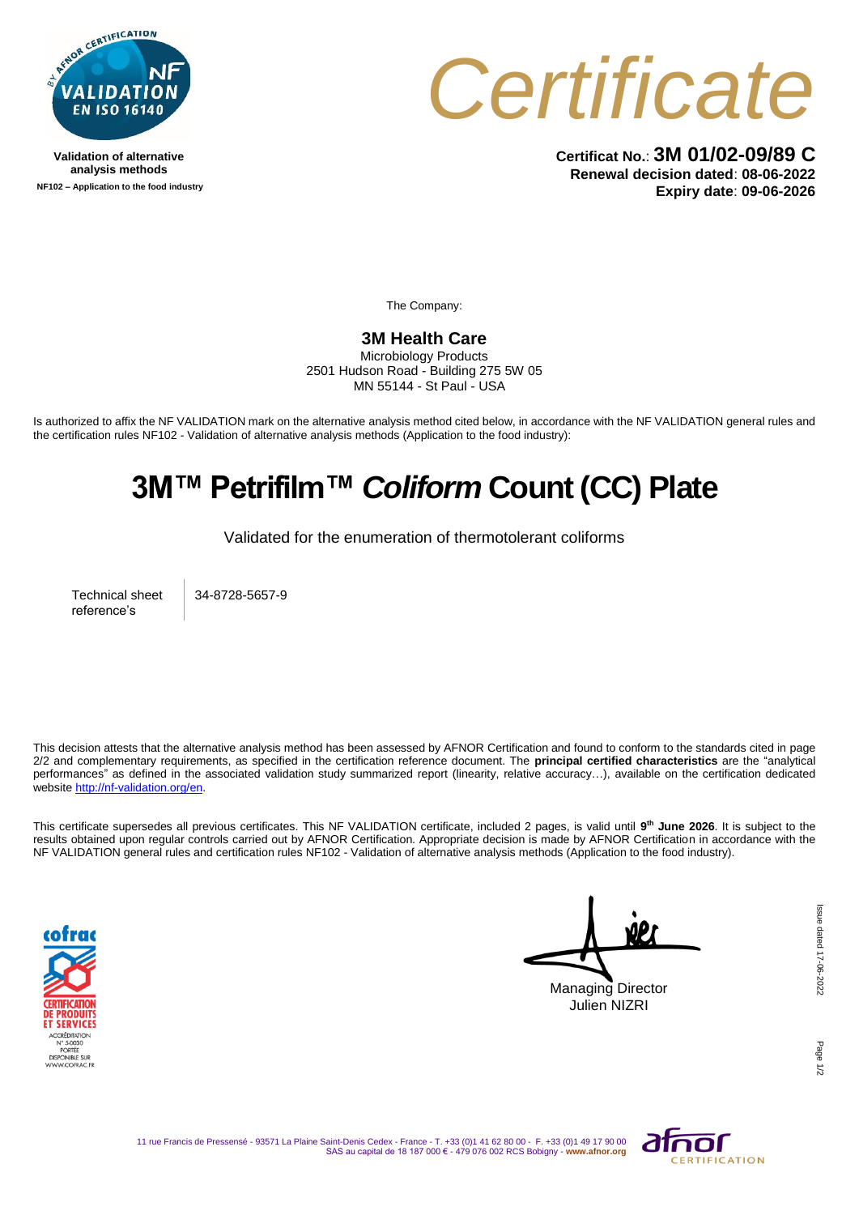Validation of alternative analysis methods

**NF102 – Application to the food industry**

# Certificate

**Certificat No.**: **3M 01/02-09/89 C**
**Renewal decision dated**: **08-06-2022**
**Expiry date**: **09-06-2026**

The Company:

**3M Health Care**
Microbiology Products
2501 Hudson Road - Building 275 5W 05
MN 55144 - St Paul - USA

Is authorized to affix the NF VALIDATION mark on the alternative analysis method cited below, in accordance with the NF VALIDATION general rules and the certification rules NF102 - Validation of alternative analysis methods (Application to the food industry):

## 3M™ Petrifilm™ *Coliform* Count (CC) Plate

Validated for the enumeration of thermotolerant coliforms

| Technical sheet reference's | 34-8728-5657-9 |
| --- | --- |

This decision attests that the alternative analysis method has been assessed by AFNOR Certification and found to conform to the standards cited in page 2/2 and complementary requirements, as specified in the certification reference document. The **principal certified characteristics** are the "analytical performances" as defined in the associated validation study summarized report (linearity, relative accuracy…), available on the certification dedicated website http://nf-validation.org/en.

This certificate supersedes all previous certificates. This NF VALIDATION certificate, included 2 pages, is valid until **9th June 2026**. It is subject to the results obtained upon regular controls carried out by AFNOR Certification. Appropriate decision is made by AFNOR Certification in accordance with the NF VALIDATION general rules and certification rules NF102 - Validation of alternative analysis methods (Application to the food industry).

COFRAC CERTIFICATION DE PRODUITS ET SERVICES
ACCRÉDITATION N° 5-0030
PORTÉE DISPONIBLE SUR WWW.COFRAC.FR

Managing Director
Julien NIZRI

Issue dated 17-06-2022

11 rue Francis de Pressensé - 93571 La Plaine Saint-Denis Cedex - France - T. +33 (0)1 41 62 80 00 - F. +33 (0)1 49 17 90 00
SAS au capital de 18 187 000 € - 479 076 002 RCS Bobigny - **www.afnor.org**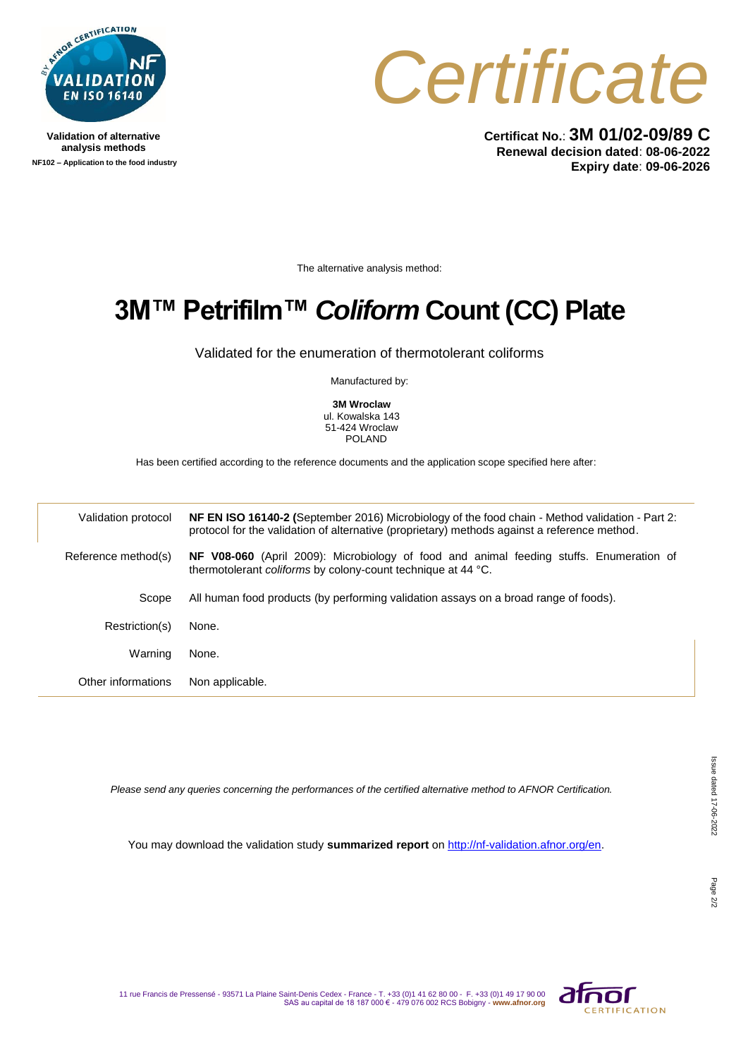Validation of alternative analysis methods

NF102 – Application to the food industry

# Certificate

**Certificat No.**: **3M 01/02-09/89 C**
**Renewal decision dated**: **08-06-2022**
**Expiry date**: **09-06-2026**

The alternative analysis method:

# 3M™ Petrifilm™ *Coliform* Count (CC) Plate

Validated for the enumeration of thermotolerant coliforms

Manufactured by:

**3M Wroclaw**
ul. Kowalska 143
51-424 Wroclaw
POLAND

Has been certified according to the reference documents and the application scope specified here after:

| | |
|---|---|
| Validation protocol | **NF EN ISO 16140-2 (**September 2016) Microbiology of the food chain - Method validation - Part 2: protocol for the validation of alternative (proprietary) methods against a reference method. |
| Reference method(s) | **NF V08-060** (April 2009): Microbiology of food and animal feeding stuffs. Enumeration of thermotolerant *coliforms* by colony-count technique at 44 °C. |
| Scope | All human food products (by performing validation assays on a broad range of foods). |
| Restriction(s) | None. |
| Warning | None. |
| Other informations | Non applicable. |

*Please send any queries concerning the performances of the certified alternative method to AFNOR Certification.*

You may download the validation study **summarized report** on http://nf-validation.afnor.org/en.

Issue dated 17-06-2022

11 rue Francis de Pressensé - 93571 La Plaine Saint-Denis Cedex - France - T. +33 (0)1 41 62 80 00 - F. +33 (0)1 49 17 90 00
SAS au capital de 18 187 000 € - 479 076 002 RCS Bobigny - **www.afnor.org**